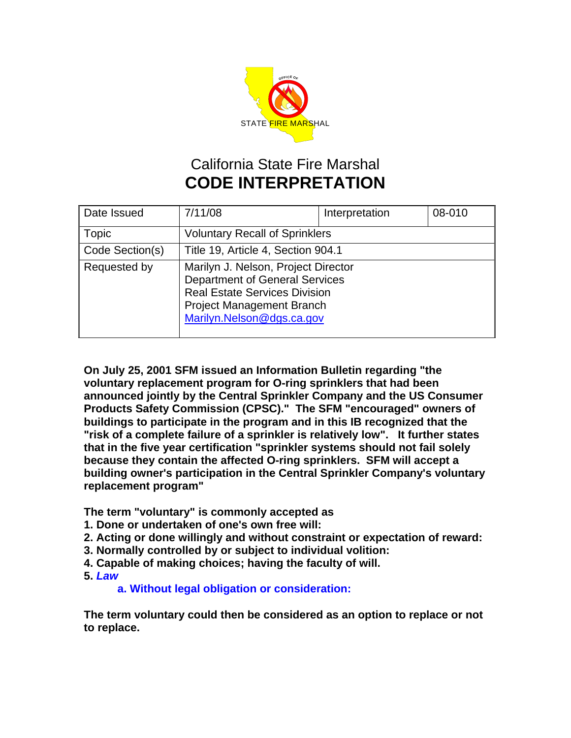STATE FIRE MARSHAL

# California State Fire Marshal
# **CODE INTERPRETATION**

| Date Issued | 7/11/08 | Interpretation | 08-010 |
|---|---|---|---|
| Topic | Voluntary Recall of Sprinklers | | |
| Code Section(s) | Title 19, Article 4, Section 904.1 | | |
| Requested by | Marilyn J. Nelson, Project Director<br>Department of General Services<br>Real Estate Services Division<br>Project Management Branch<br>Marilyn.Nelson@dgs.ca.gov | | |

**On July 25, 2001 SFM issued an Information Bulletin regarding "the voluntary replacement program for O-ring sprinklers that had been announced jointly by the Central Sprinkler Company and the US Consumer Products Safety Commission (CPSC)." The SFM "encouraged" owners of buildings to participate in the program and in this IB recognized that the "risk of a complete failure of a sprinkler is relatively low". It further states that in the five year certification "sprinkler systems should not fail solely because they contain the affected O-ring sprinklers. SFM will accept a building owner's participation in the Central Sprinkler Company's voluntary replacement program"**

**The term "voluntary" is commonly accepted as**

**1. Done or undertaken of one's own free will:**
**2. Acting or done willingly and without constraint or expectation of reward:**
**3. Normally controlled by or subject to individual volition:**
**4. Capable of making choices; having the faculty of will.**
**5. *Law***
   **a. Without legal obligation or consideration:**

**The term voluntary could then be considered as an option to replace or not to replace.**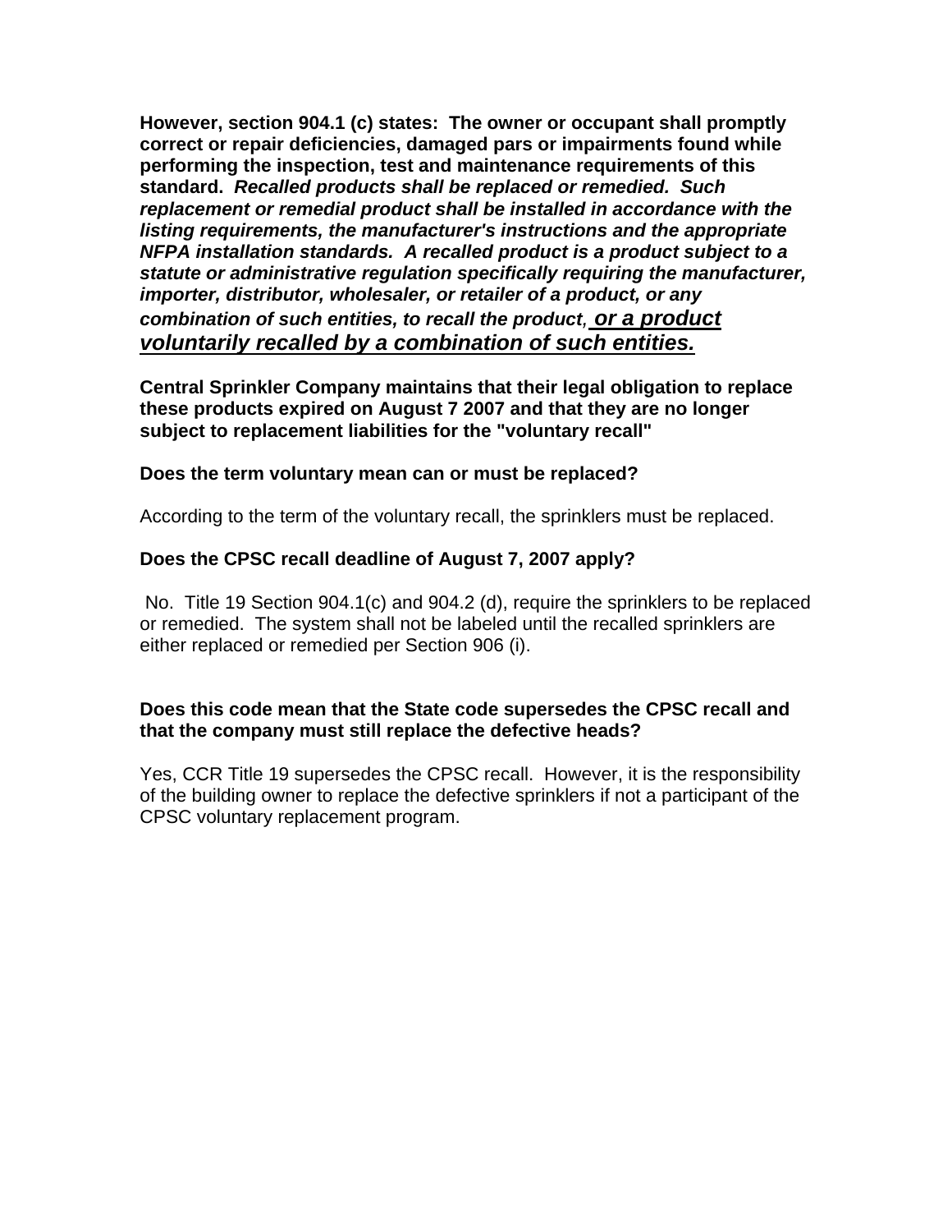**However, section 904.1 (c) states: The owner or occupant shall promptly correct or repair deficiencies, damaged pars or impairments found while performing the inspection, test and maintenance requirements of this standard.** ***Recalled products shall be replaced or remedied. Such replacement or remedial product shall be installed in accordance with the listing requirements, the manufacturer's instructions and the appropriate NFPA installation standards. A recalled product is a product subject to a statute or administrative regulation specifically requiring the manufacturer, importer, distributor, wholesaler, or retailer of a product, or any combination of such entities, to recall the product,*** ***<u>or a product voluntarily recalled by a combination of such entities.</u>***

**Central Sprinkler Company maintains that their legal obligation to replace these products expired on August 7 2007 and that they are no longer subject to replacement liabilities for the "voluntary recall"**

**Does the term voluntary mean can or must be replaced?**

According to the term of the voluntary recall, the sprinklers must be replaced.

**Does the CPSC recall deadline of August 7, 2007 apply?**

No. Title 19 Section 904.1(c) and 904.2 (d), require the sprinklers to be replaced or remedied. The system shall not be labeled until the recalled sprinklers are either replaced or remedied per Section 906 (i).

**Does this code mean that the State code supersedes the CPSC recall and that the company must still replace the defective heads?**

Yes, CCR Title 19 supersedes the CPSC recall. However, it is the responsibility of the building owner to replace the defective sprinklers if not a participant of the CPSC voluntary replacement program.